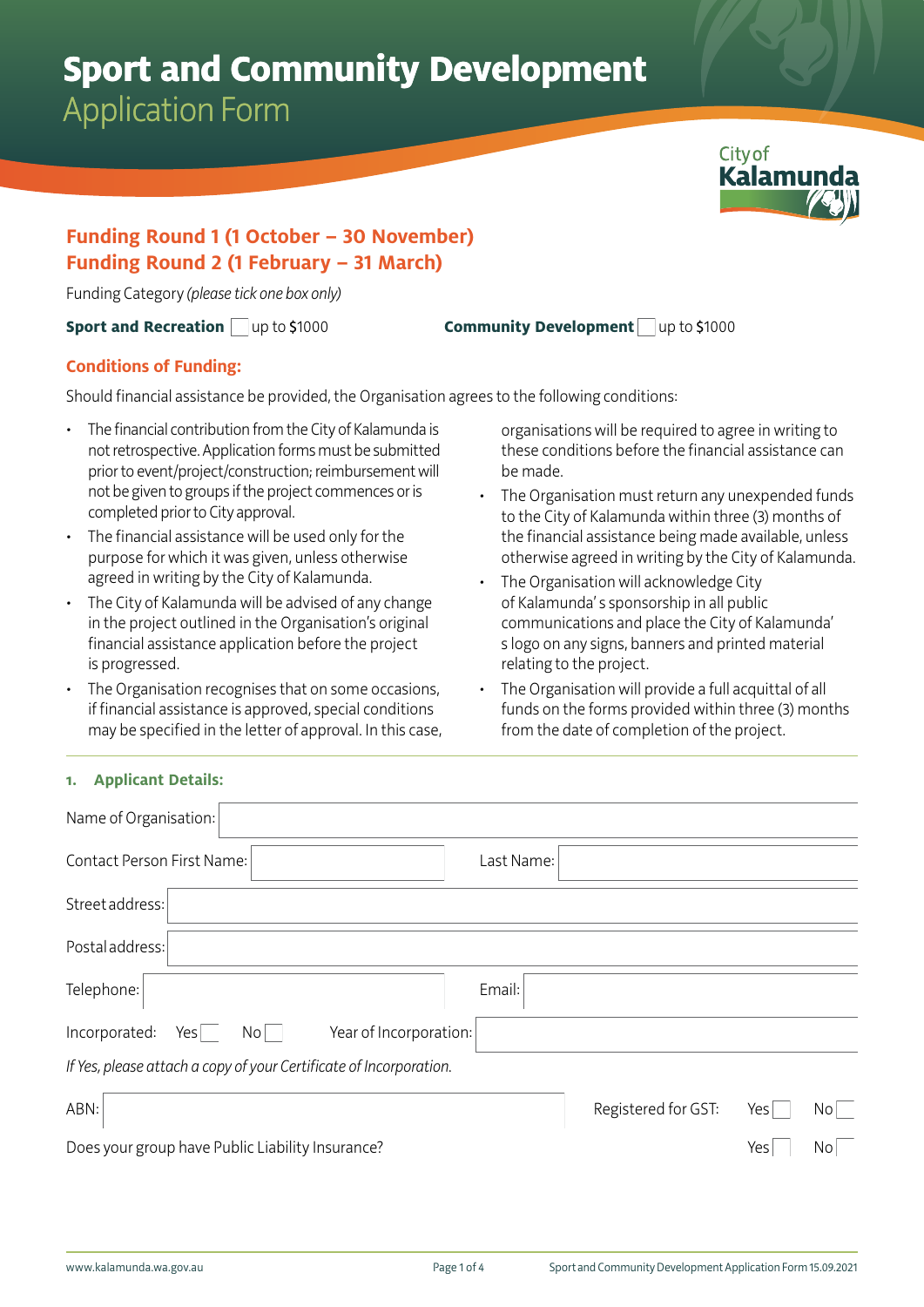# Sport and Community Development
## Application Form

City of Kalamunda

### Funding Round 1 (1 October – 30 November)
### Funding Round 2 (1 February – 31 March)

Funding Category *(please tick one box only)*

**Sport and Recreation** ☐ up to $1000 **Community Development** ☐ up to $1000

### Conditions of Funding:

Should financial assistance be provided, the Organisation agrees to the following conditions:

- The financial contribution from the City of Kalamunda is not retrospective. Application forms must be submitted prior to event/project/construction; reimbursement will not be given to groups if the project commences or is completed prior to City approval.
- The financial assistance will be used only for the purpose for which it was given, unless otherwise agreed in writing by the City of Kalamunda.
- The City of Kalamunda will be advised of any change in the project outlined in the Organisation's original financial assistance application before the project is progressed.
- The Organisation recognises that on some occasions, if financial assistance is approved, special conditions may be specified in the letter of approval. In this case, organisations will be required to agree in writing to these conditions before the financial assistance can be made.
- The Organisation must return any unexpended funds to the City of Kalamunda within three (3) months of the financial assistance being made available, unless otherwise agreed in writing by the City of Kalamunda.
- The Organisation will acknowledge City of Kalamunda' s sponsorship in all public communications and place the City of Kalamunda' s logo on any signs, banners and printed material relating to the project.
- The Organisation will provide a full acquittal of all funds on the forms provided within three (3) months from the date of completion of the project.

### 1. Applicant Details:

Name of Organisation: 

Contact Person First Name:  Last Name: 

Street address: 

Postal address: 

Telephone:  Email: 

Incorporated: Yes ☐ No ☐ Year of Incorporation: 

*If Yes, please attach a copy of your Certificate of Incorporation.*

ABN:  Registered for GST: Yes ☐ No ☐

Does your group have Public Liability Insurance? Yes ☐ No ☐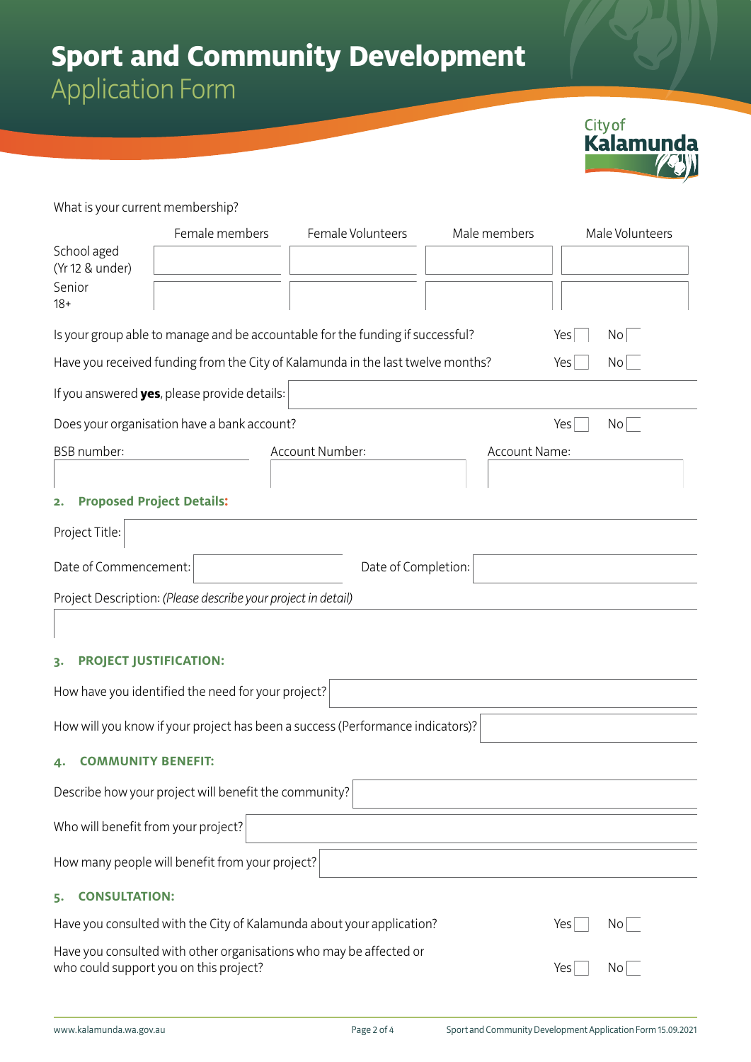# Sport and Community Development

## Application Form

What is your current membership?

| | Female members | Female Volunteers | Male members | Male Volunteers |
|---|---|---|---|---|
| School aged (Yr 12 & under) | | | | |
| Senior 18+ | | | | |

Is your group able to manage and be accountable for the funding if successful? Yes ☐ No ☐

Have you received funding from the City of Kalamunda in the last twelve months? Yes ☐ No ☐

If you answered **yes**, please provide details:

Does your organisation have a bank account? Yes ☐ No ☐

| BSB number: | Account Number: | Account Name: |
|---|---|---|
| | | |

### 2. Proposed Project Details:

Project Title:

Date of Commencement: | Date of Completion:

Project Description: *(Please describe your project in detail)*

### 3. PROJECT JUSTIFICATION:

How have you identified the need for your project?

How will you know if your project has been a success (Performance indicators)?

### 4. COMMUNITY BENEFIT:

Describe how your project will benefit the community?

Who will benefit from your project?

How many people will benefit from your project?

### 5. CONSULTATION:

Have you consulted with the City of Kalamunda about your application? Yes ☐ No ☐

Have you consulted with other organisations who may be affected or who could support you on this project? Yes ☐ No ☐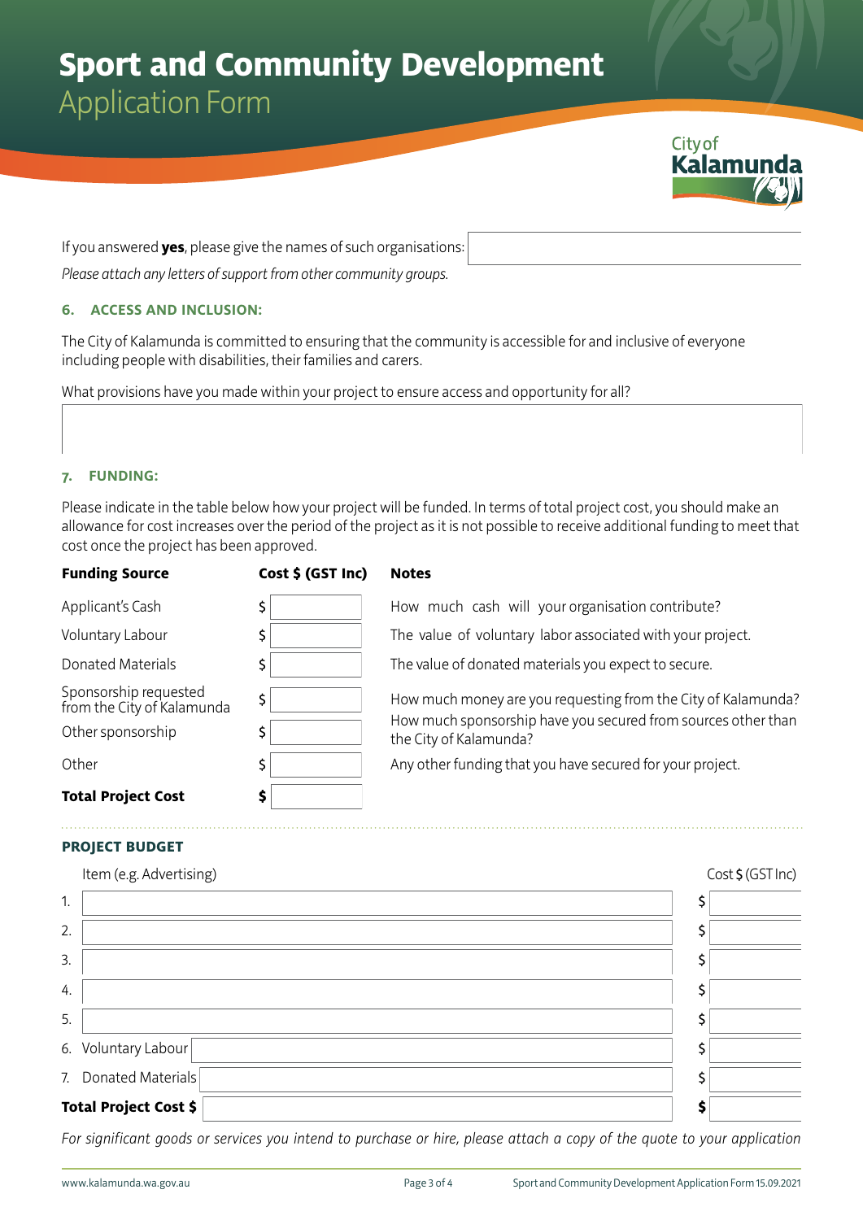# Sport and Community Development

Application Form

If you answered **yes**, please give the names of such organisations:

*Please attach any letters of support from other community groups.*

### 6. ACCESS AND INCLUSION:

The City of Kalamunda is committed to ensuring that the community is accessible for and inclusive of everyone including people with disabilities, their families and carers.

What provisions have you made within your project to ensure access and opportunity for all?

### 7. FUNDING:

Please indicate in the table below how your project will be funded. In terms of total project cost, you should make an allowance for cost increases over the period of the project as it is not possible to receive additional funding to meet that cost once the project has been approved.

| **Funding Source** | **Cost $ (GST Inc)** | **Notes** |
|---|---|---|
| Applicant's Cash | $ | How much cash will your organisation contribute? |
| Voluntary Labour | $ | The value of voluntary labor associated with your project. |
| Donated Materials | $ | The value of donated materials you expect to secure. |
| Sponsorship requested from the City of Kalamunda | $ | How much money are you requesting from the City of Kalamunda? |
| Other sponsorship | $ | How much sponsorship have you secured from sources other than the City of Kalamunda? |
| Other | $ | Any other funding that you have secured for your project. |
| **Total Project Cost** | **$** | |

### PROJECT BUDGET

| | Item (e.g. Advertising) | Cost $ (GST Inc) |
|---|---|---|
| 1. | | $ |
| 2. | | $ |
| 3. | | $ |
| 4. | | $ |
| 5. | | $ |
| 6. | Voluntary Labour | $ |
| 7. | Donated Materials | $ |
| **Total Project Cost $** | | **$** |

*For significant goods or services you intend to purchase or hire, please attach a copy of the quote to your application*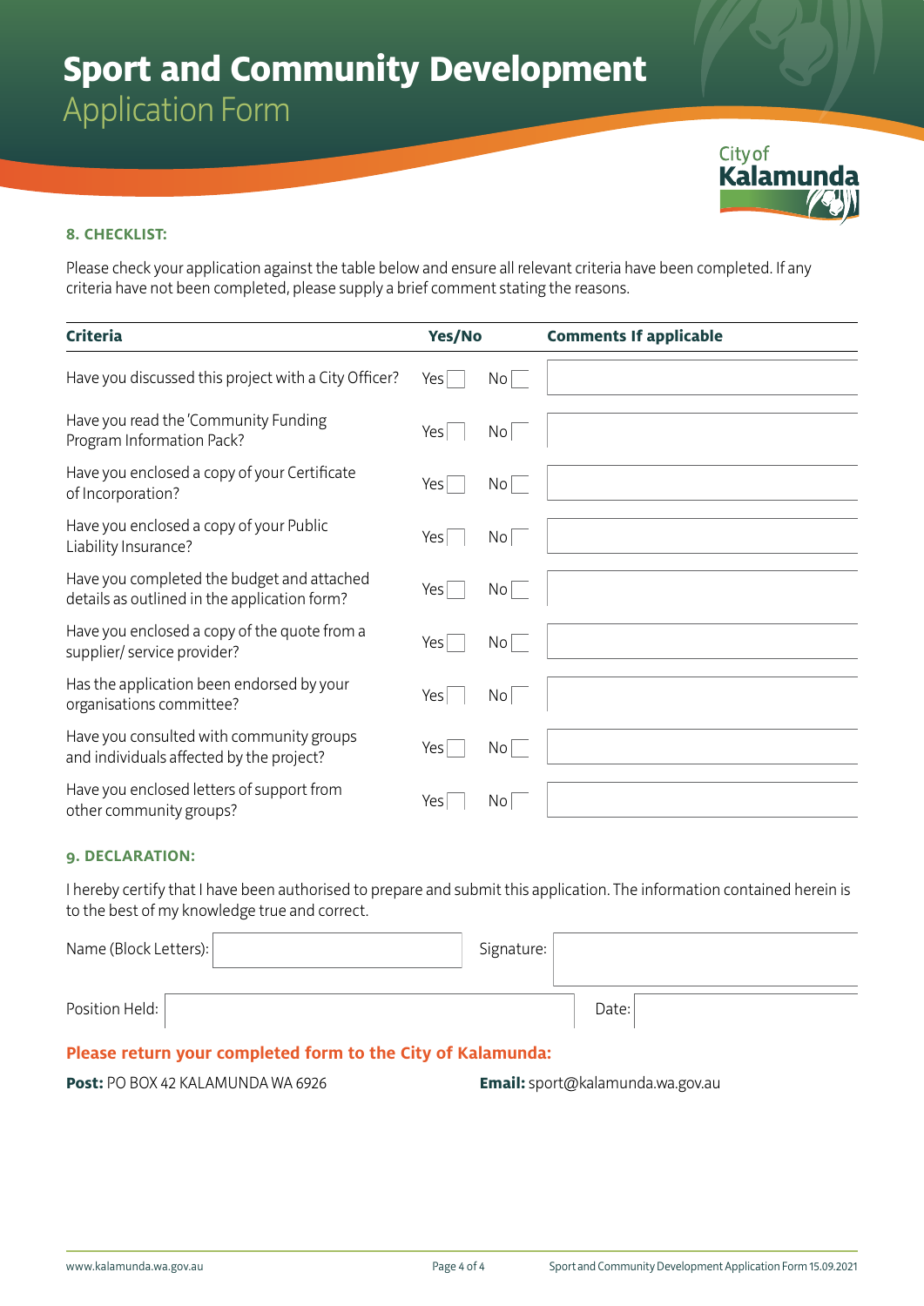# Sport and Community Development
## Application Form

### 8. CHECKLIST:

Please check your application against the table below and ensure all relevant criteria have been completed. If any criteria have not been completed, please supply a brief comment stating the reasons.

| Criteria | Yes/No | Comments If applicable |
| --- | --- | --- |
| Have you discussed this project with a City Officer? | Yes ☐ No ☐ | |
| Have you read the 'Community Funding Program Information Pack? | Yes ☐ No ☐ | |
| Have you enclosed a copy of your Certificate of Incorporation? | Yes ☐ No ☐ | |
| Have you enclosed a copy of your Public Liability Insurance? | Yes ☐ No ☐ | |
| Have you completed the budget and attached details as outlined in the application form? | Yes ☐ No ☐ | |
| Have you enclosed a copy of the quote from a supplier/ service provider? | Yes ☐ No ☐ | |
| Has the application been endorsed by your organisations committee? | Yes ☐ No ☐ | |
| Have you consulted with community groups and individuals affected by the project? | Yes ☐ No ☐ | |
| Have you enclosed letters of support from other community groups? | Yes ☐ No ☐ | |

### 9. DECLARATION:

I hereby certify that I have been authorised to prepare and submit this application. The information contained herein is to the best of my knowledge true and correct.

Name (Block Letters): ____________________ Signature: ____________________

Position Held: ____________________ Date: ____________________

**Please return your completed form to the City of Kalamunda:**

**Post:** PO BOX 42 KALAMUNDA WA 6926

**Email:** sport@kalamunda.wa.gov.au